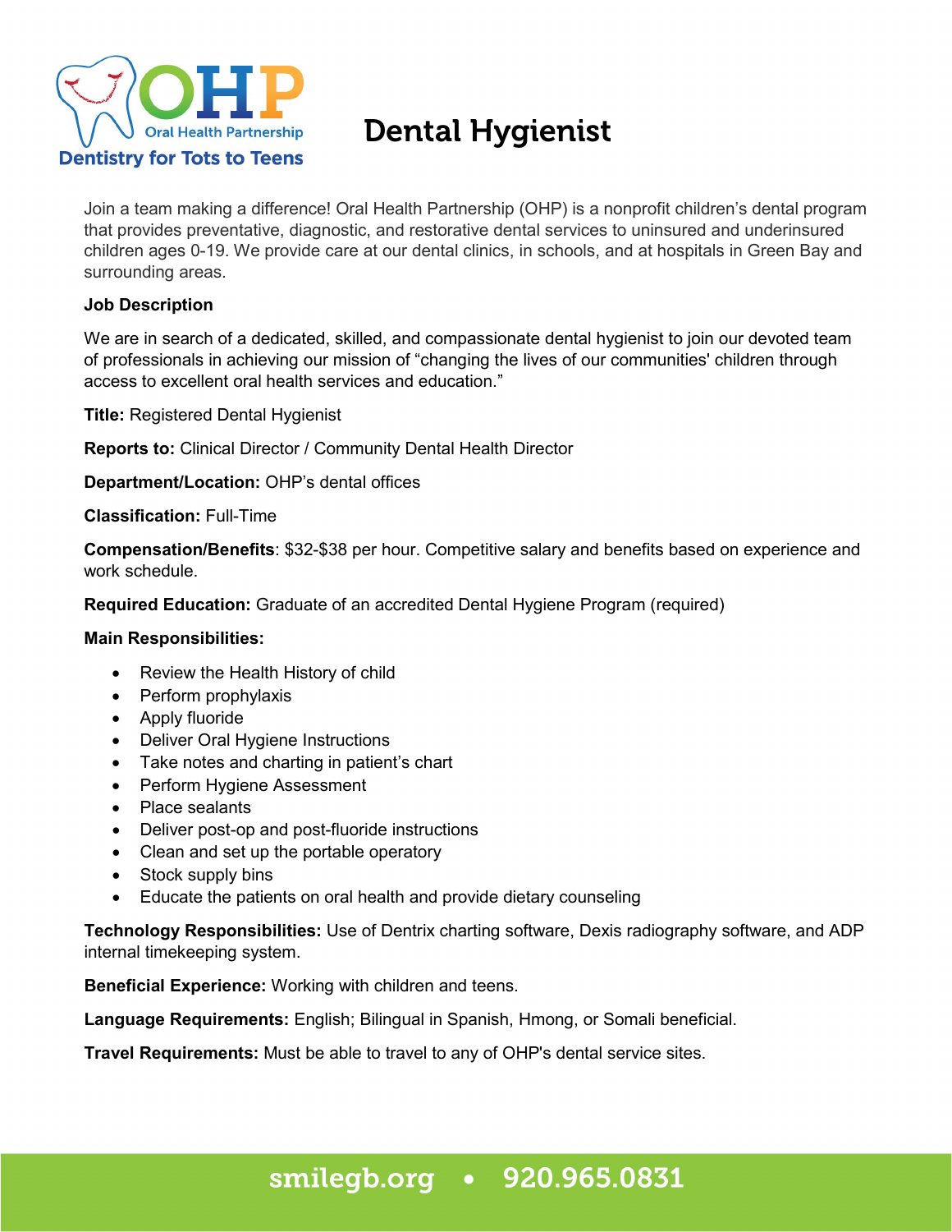OHP Oral Health Partnership
Dentistry for Tots to Teens

# Dental Hygienist

Join a team making a difference! Oral Health Partnership (OHP) is a nonprofit children's dental program that provides preventative, diagnostic, and restorative dental services to uninsured and underinsured children ages 0-19. We provide care at our dental clinics, in schools, and at hospitals in Green Bay and surrounding areas.

**Job Description**

We are in search of a dedicated, skilled, and compassionate dental hygienist to join our devoted team of professionals in achieving our mission of "changing the lives of our communities' children through access to excellent oral health services and education."

**Title:** Registered Dental Hygienist

**Reports to:** Clinical Director / Community Dental Health Director

**Department/Location:** OHP's dental offices

**Classification:** Full-Time

**Compensation/Benefits**: $32-$38 per hour. Competitive salary and benefits based on experience and work schedule.

**Required Education:** Graduate of an accredited Dental Hygiene Program (required)

**Main Responsibilities:**

- Review the Health History of child
- Perform prophylaxis
- Apply fluoride
- Deliver Oral Hygiene Instructions
- Take notes and charting in patient's chart
- Perform Hygiene Assessment
- Place sealants
- Deliver post-op and post-fluoride instructions
- Clean and set up the portable operatory
- Stock supply bins
- Educate the patients on oral health and provide dietary counseling

**Technology Responsibilities:** Use of Dentrix charting software, Dexis radiography software, and ADP internal timekeeping system.

**Beneficial Experience:** Working with children and teens.

**Language Requirements:** English; Bilingual in Spanish, Hmong, or Somali beneficial.

**Travel Requirements:** Must be able to travel to any of OHP's dental service sites.

smilegb.org • 920.965.0831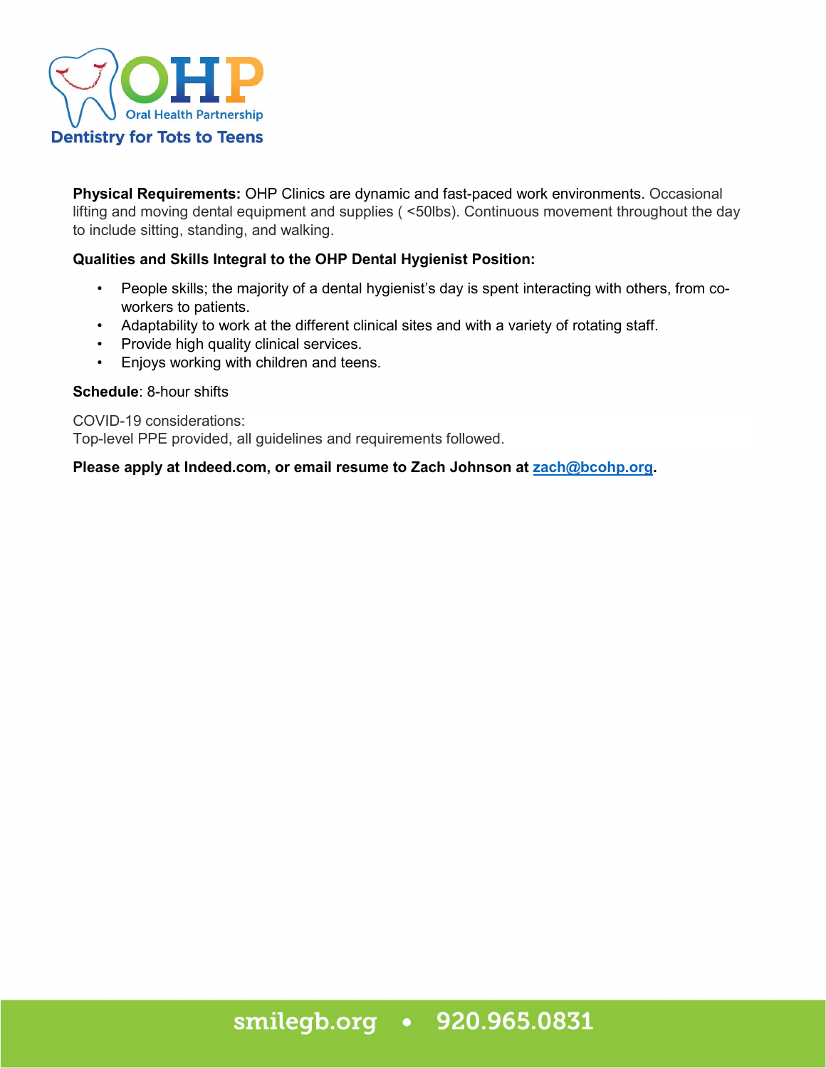**Physical Requirements:** OHP Clinics are dynamic and fast-paced work environments. Occasional lifting and moving dental equipment and supplies ( <50lbs). Continuous movement throughout the day to include sitting, standing, and walking.

**Qualities and Skills Integral to the OHP Dental Hygienist Position:**

- People skills; the majority of a dental hygienist's day is spent interacting with others, from co-workers to patients.
- Adaptability to work at the different clinical sites and with a variety of rotating staff.
- Provide high quality clinical services.
- Enjoys working with children and teens.

**Schedule**: 8-hour shifts

COVID-19 considerations:
Top-level PPE provided, all guidelines and requirements followed.

**Please apply at Indeed.com, or email resume to Zach Johnson at zach@bcohp.org.**